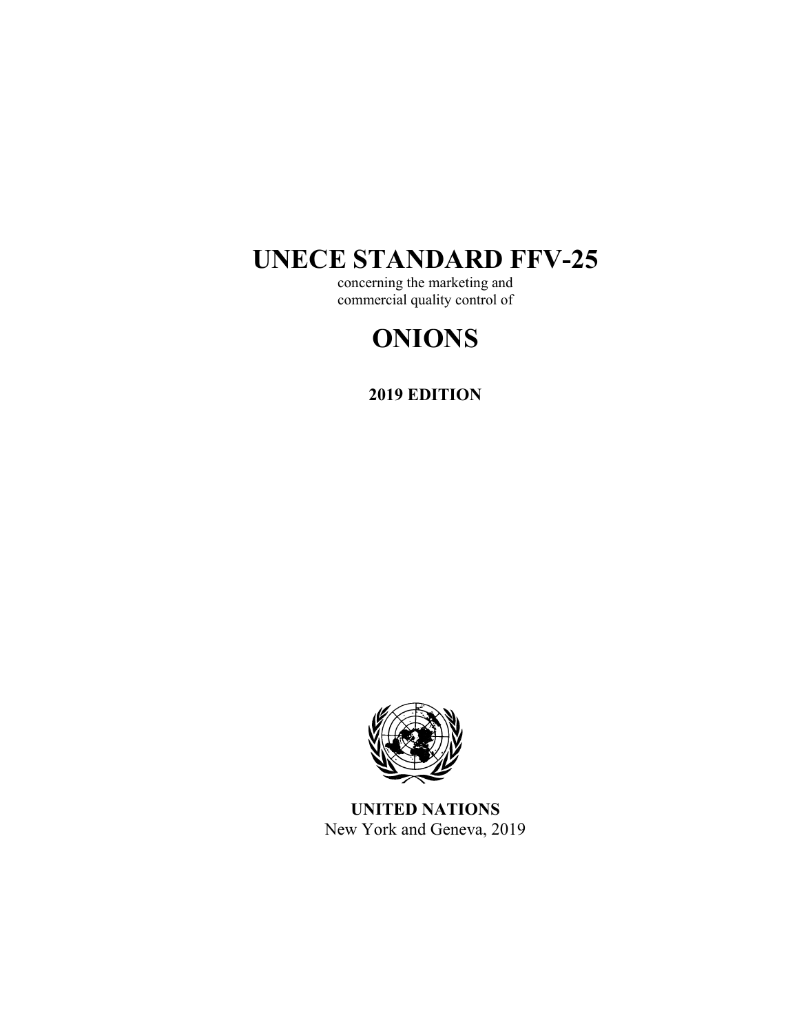# UNECE STANDARD FFV-25

concerning the marketing and
commercial quality control of

# ONIONS

**2019 EDITION**

**UNITED NATIONS**
New York and Geneva, 2019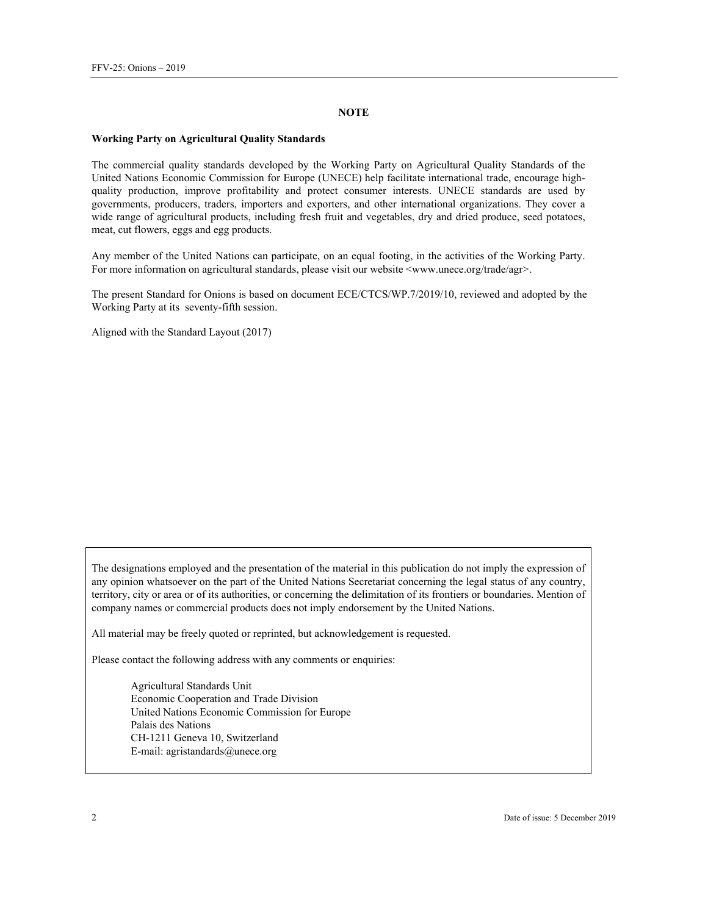**NOTE**

**Working Party on Agricultural Quality Standards**

The commercial quality standards developed by the Working Party on Agricultural Quality Standards of the United Nations Economic Commission for Europe (UNECE) help facilitate international trade, encourage high-quality production, improve profitability and protect consumer interests. UNECE standards are used by governments, producers, traders, importers and exporters, and other international organizations. They cover a wide range of agricultural products, including fresh fruit and vegetables, dry and dried produce, seed potatoes, meat, cut flowers, eggs and egg products.

Any member of the United Nations can participate, on an equal footing, in the activities of the Working Party. For more information on agricultural standards, please visit our website <www.unece.org/trade/agr>.

The present Standard for Onions is based on document ECE/CTCS/WP.7/2019/10, reviewed and adopted by the Working Party at its seventy-fifth session.

Aligned with the Standard Layout (2017)

The designations employed and the presentation of the material in this publication do not imply the expression of any opinion whatsoever on the part of the United Nations Secretariat concerning the legal status of any country, territory, city or area or of its authorities, or concerning the delimitation of its frontiers or boundaries. Mention of company names or commercial products does not imply endorsement by the United Nations.

All material may be freely quoted or reprinted, but acknowledgement is requested.

Please contact the following address with any comments or enquiries:

Agricultural Standards Unit
Economic Cooperation and Trade Division
United Nations Economic Commission for Europe
Palais des Nations
CH-1211 Geneva 10, Switzerland
E-mail: agristandards@unece.org

Date of issue: 5 December 2019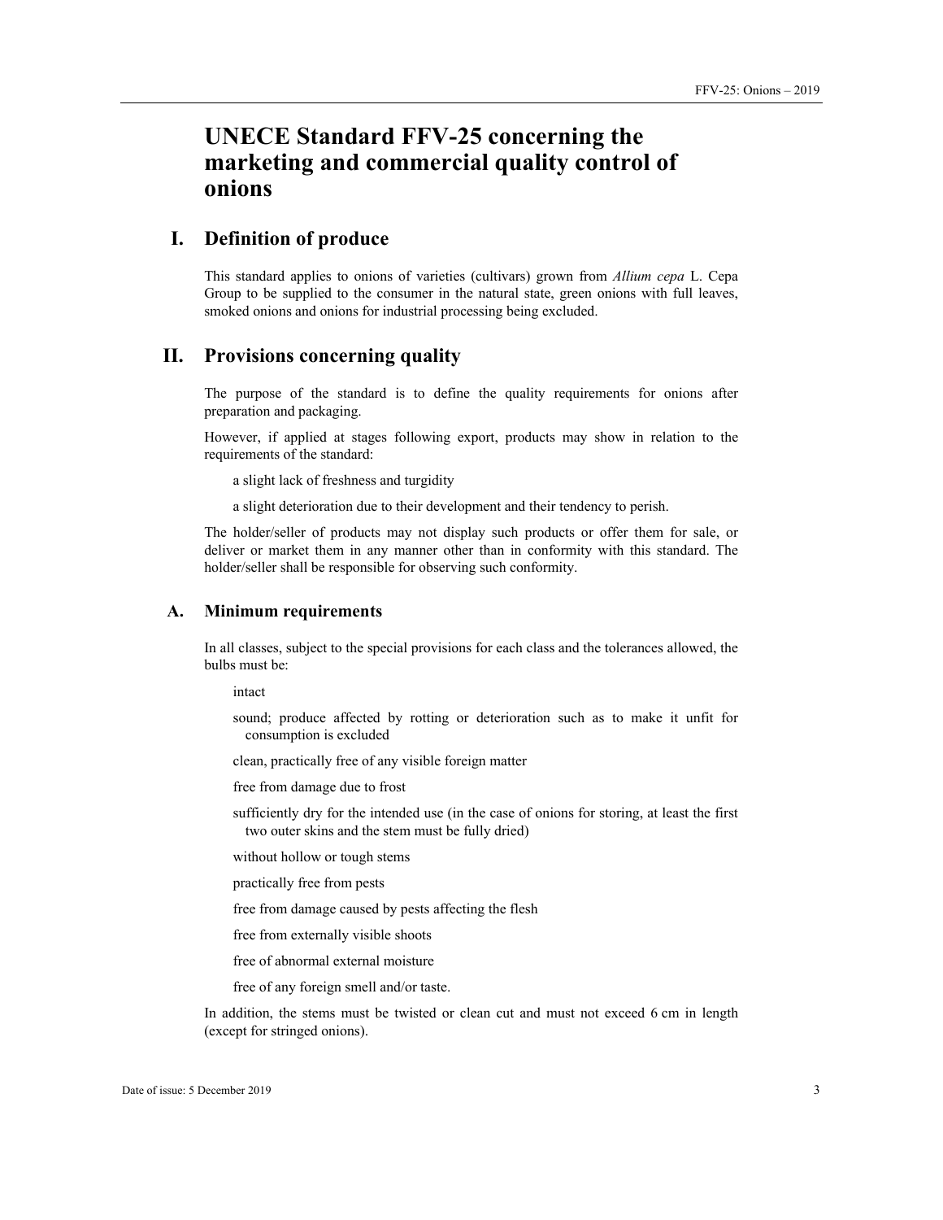# UNECE Standard FFV-25 concerning the marketing and commercial quality control of onions

## I. Definition of produce

This standard applies to onions of varieties (cultivars) grown from *Allium cepa* L. Cepa Group to be supplied to the consumer in the natural state, green onions with full leaves, smoked onions and onions for industrial processing being excluded.

## II. Provisions concerning quality

The purpose of the standard is to define the quality requirements for onions after preparation and packaging.

However, if applied at stages following export, products may show in relation to the requirements of the standard:

- a slight lack of freshness and turgidity
- a slight deterioration due to their development and their tendency to perish.

The holder/seller of products may not display such products or offer them for sale, or deliver or market them in any manner other than in conformity with this standard. The holder/seller shall be responsible for observing such conformity.

### A. Minimum requirements

In all classes, subject to the special provisions for each class and the tolerances allowed, the bulbs must be:

- intact
- sound; produce affected by rotting or deterioration such as to make it unfit for consumption is excluded
- clean, practically free of any visible foreign matter
- free from damage due to frost
- sufficiently dry for the intended use (in the case of onions for storing, at least the first two outer skins and the stem must be fully dried)
- without hollow or tough stems
- practically free from pests
- free from damage caused by pests affecting the flesh
- free from externally visible shoots
- free of abnormal external moisture
- free of any foreign smell and/or taste.

In addition, the stems must be twisted or clean cut and must not exceed 6 cm in length (except for stringed onions).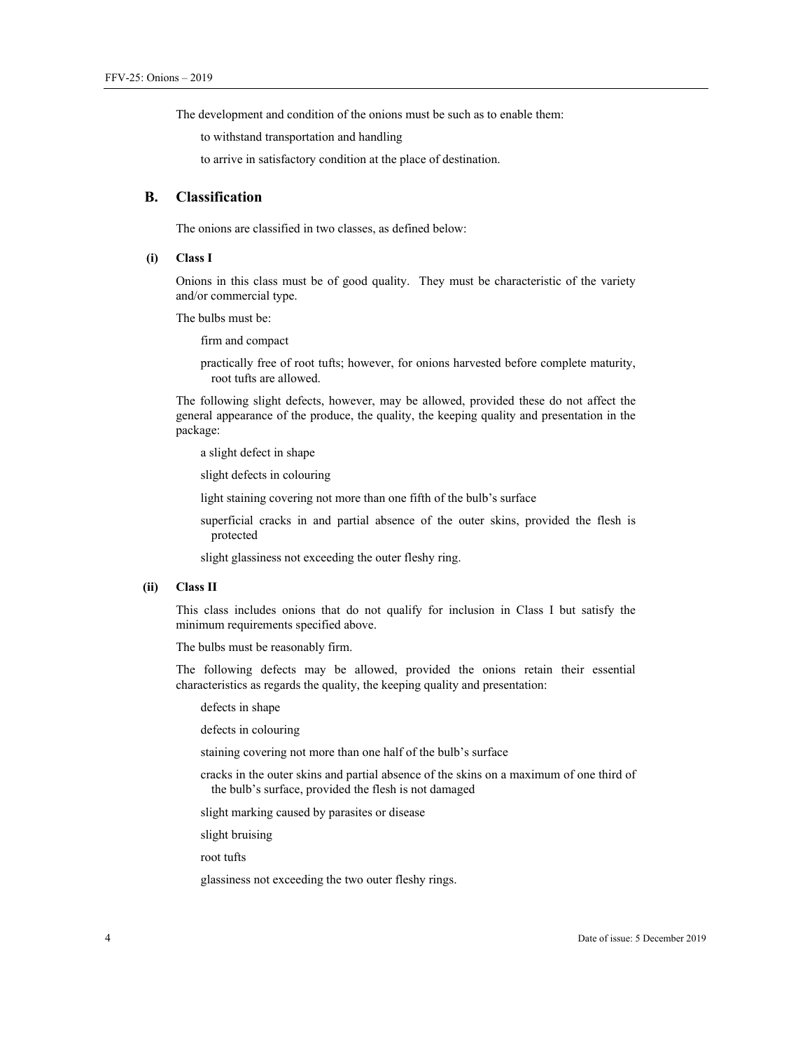The development and condition of the onions must be such as to enable them:

- to withstand transportation and handling
- to arrive in satisfactory condition at the place of destination.

## B. Classification

The onions are classified in two classes, as defined below:

### (i) Class I

Onions in this class must be of good quality. They must be characteristic of the variety and/or commercial type.

The bulbs must be:

- firm and compact
- practically free of root tufts; however, for onions harvested before complete maturity, root tufts are allowed.

The following slight defects, however, may be allowed, provided these do not affect the general appearance of the produce, the quality, the keeping quality and presentation in the package:

- a slight defect in shape
- slight defects in colouring
- light staining covering not more than one fifth of the bulb's surface
- superficial cracks in and partial absence of the outer skins, provided the flesh is protected
- slight glassiness not exceeding the outer fleshy ring.

### (ii) Class II

This class includes onions that do not qualify for inclusion in Class I but satisfy the minimum requirements specified above.

The bulbs must be reasonably firm.

The following defects may be allowed, provided the onions retain their essential characteristics as regards the quality, the keeping quality and presentation:

- defects in shape
- defects in colouring
- staining covering not more than one half of the bulb's surface
- cracks in the outer skins and partial absence of the skins on a maximum of one third of the bulb's surface, provided the flesh is not damaged
- slight marking caused by parasites or disease
- slight bruising
- root tufts
- glassiness not exceeding the two outer fleshy rings.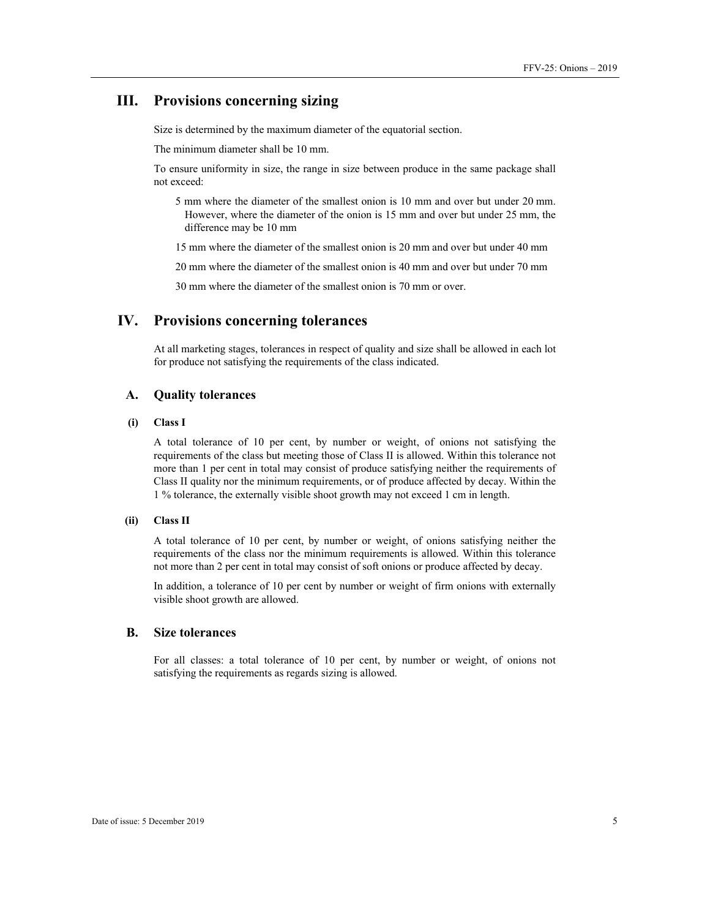# III. Provisions concerning sizing

Size is determined by the maximum diameter of the equatorial section.

The minimum diameter shall be 10 mm.

To ensure uniformity in size, the range in size between produce in the same package shall not exceed:

- 5 mm where the diameter of the smallest onion is 10 mm and over but under 20 mm. However, where the diameter of the onion is 15 mm and over but under 25 mm, the difference may be 10 mm
- 15 mm where the diameter of the smallest onion is 20 mm and over but under 40 mm
- 20 mm where the diameter of the smallest onion is 40 mm and over but under 70 mm
- 30 mm where the diameter of the smallest onion is 70 mm or over.

# IV. Provisions concerning tolerances

At all marketing stages, tolerances in respect of quality and size shall be allowed in each lot for produce not satisfying the requirements of the class indicated.

## A. Quality tolerances

### (i) Class I

A total tolerance of 10 per cent, by number or weight, of onions not satisfying the requirements of the class but meeting those of Class II is allowed. Within this tolerance not more than 1 per cent in total may consist of produce satisfying neither the requirements of Class II quality nor the minimum requirements, or of produce affected by decay. Within the 1 % tolerance, the externally visible shoot growth may not exceed 1 cm in length.

### (ii) Class II

A total tolerance of 10 per cent, by number or weight, of onions satisfying neither the requirements of the class nor the minimum requirements is allowed. Within this tolerance not more than 2 per cent in total may consist of soft onions or produce affected by decay.

In addition, a tolerance of 10 per cent by number or weight of firm onions with externally visible shoot growth are allowed.

## B. Size tolerances

For all classes: a total tolerance of 10 per cent, by number or weight, of onions not satisfying the requirements as regards sizing is allowed.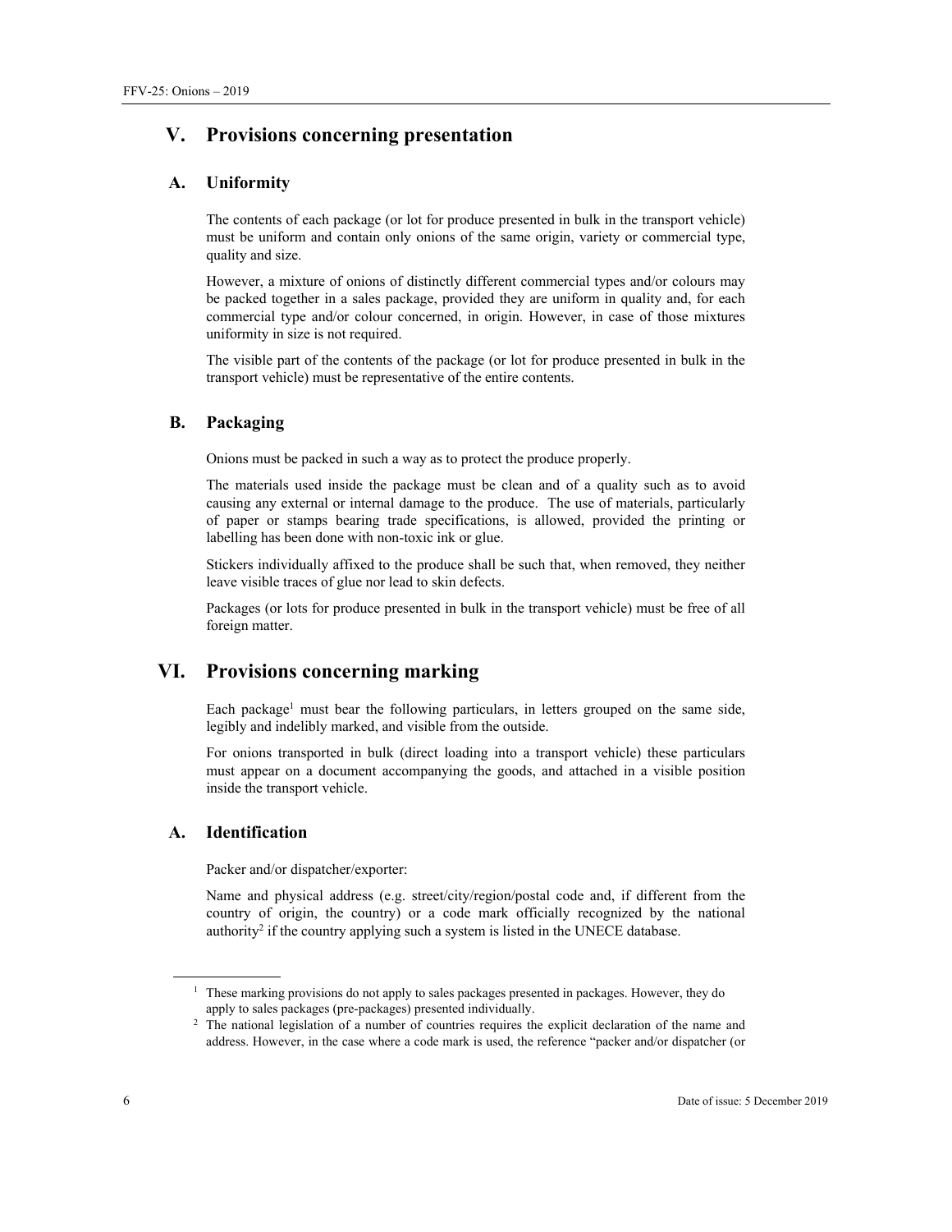# V. Provisions concerning presentation

## A. Uniformity

The contents of each package (or lot for produce presented in bulk in the transport vehicle) must be uniform and contain only onions of the same origin, variety or commercial type, quality and size.

However, a mixture of onions of distinctly different commercial types and/or colours may be packed together in a sales package, provided they are uniform in quality and, for each commercial type and/or colour concerned, in origin. However, in case of those mixtures uniformity in size is not required.

The visible part of the contents of the package (or lot for produce presented in bulk in the transport vehicle) must be representative of the entire contents.

## B. Packaging

Onions must be packed in such a way as to protect the produce properly.

The materials used inside the package must be clean and of a quality such as to avoid causing any external or internal damage to the produce. The use of materials, particularly of paper or stamps bearing trade specifications, is allowed, provided the printing or labelling has been done with non-toxic ink or glue.

Stickers individually affixed to the produce shall be such that, when removed, they neither leave visible traces of glue nor lead to skin defects.

Packages (or lots for produce presented in bulk in the transport vehicle) must be free of all foreign matter.

# VI. Provisions concerning marking

Each package[1] must bear the following particulars, in letters grouped on the same side, legibly and indelibly marked, and visible from the outside.

For onions transported in bulk (direct loading into a transport vehicle) these particulars must appear on a document accompanying the goods, and attached in a visible position inside the transport vehicle.

## A. Identification

Packer and/or dispatcher/exporter:

Name and physical address (e.g. street/city/region/postal code and, if different from the country of origin, the country) or a code mark officially recognized by the national authority[2] if the country applying such a system is listed in the UNECE database.

---

[1] These marking provisions do not apply to sales packages presented in packages. However, they do apply to sales packages (pre-packages) presented individually.

[2] The national legislation of a number of countries requires the explicit declaration of the name and address. However, in the case where a code mark is used, the reference "packer and/or dispatcher (or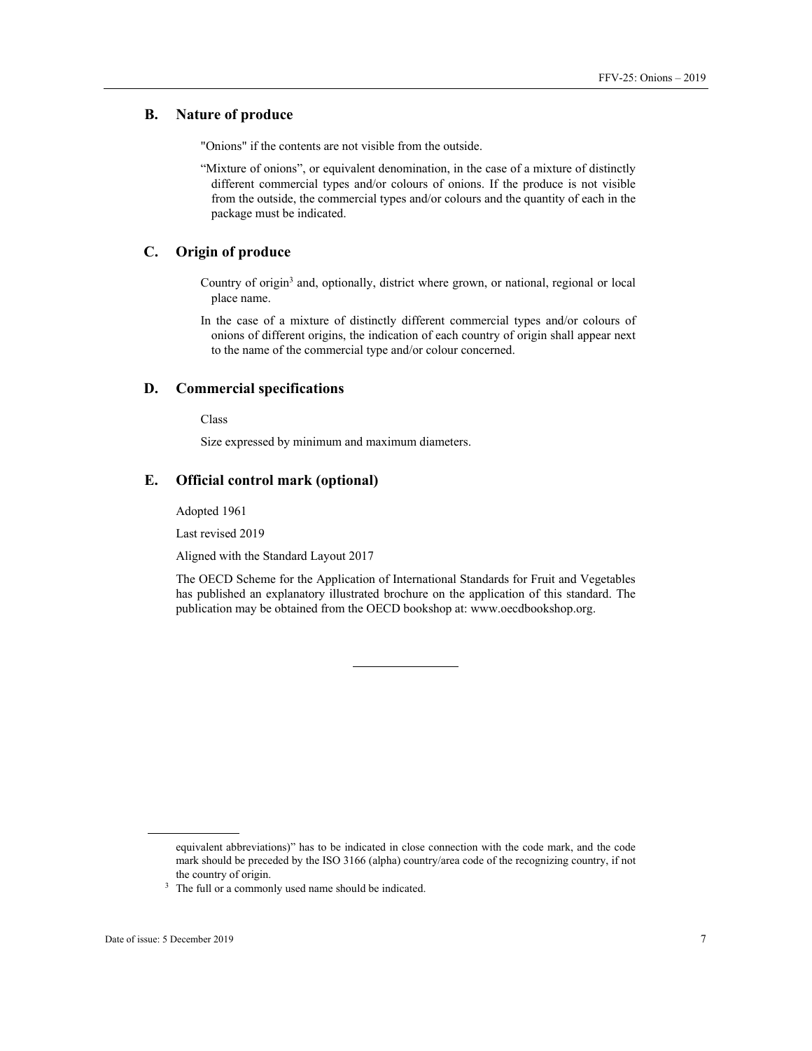## B. Nature of produce

"Onions" if the contents are not visible from the outside.

"Mixture of onions", or equivalent denomination, in the case of a mixture of distinctly different commercial types and/or colours of onions. If the produce is not visible from the outside, the commercial types and/or colours and the quantity of each in the package must be indicated.

## C. Origin of produce

Country of origin[3] and, optionally, district where grown, or national, regional or local place name.

In the case of a mixture of distinctly different commercial types and/or colours of onions of different origins, the indication of each country of origin shall appear next to the name of the commercial type and/or colour concerned.

## D. Commercial specifications

Class

Size expressed by minimum and maximum diameters.

## E. Official control mark (optional)

Adopted 1961

Last revised 2019

Aligned with the Standard Layout 2017

The OECD Scheme for the Application of International Standards for Fruit and Vegetables has published an explanatory illustrated brochure on the application of this standard. The publication may be obtained from the OECD bookshop at: www.oecdbookshop.org.

---

equivalent abbreviations)" has to be indicated in close connection with the code mark, and the code mark should be preceded by the ISO 3166 (alpha) country/area code of the recognizing country, if not the country of origin.

[3] The full or a commonly used name should be indicated.